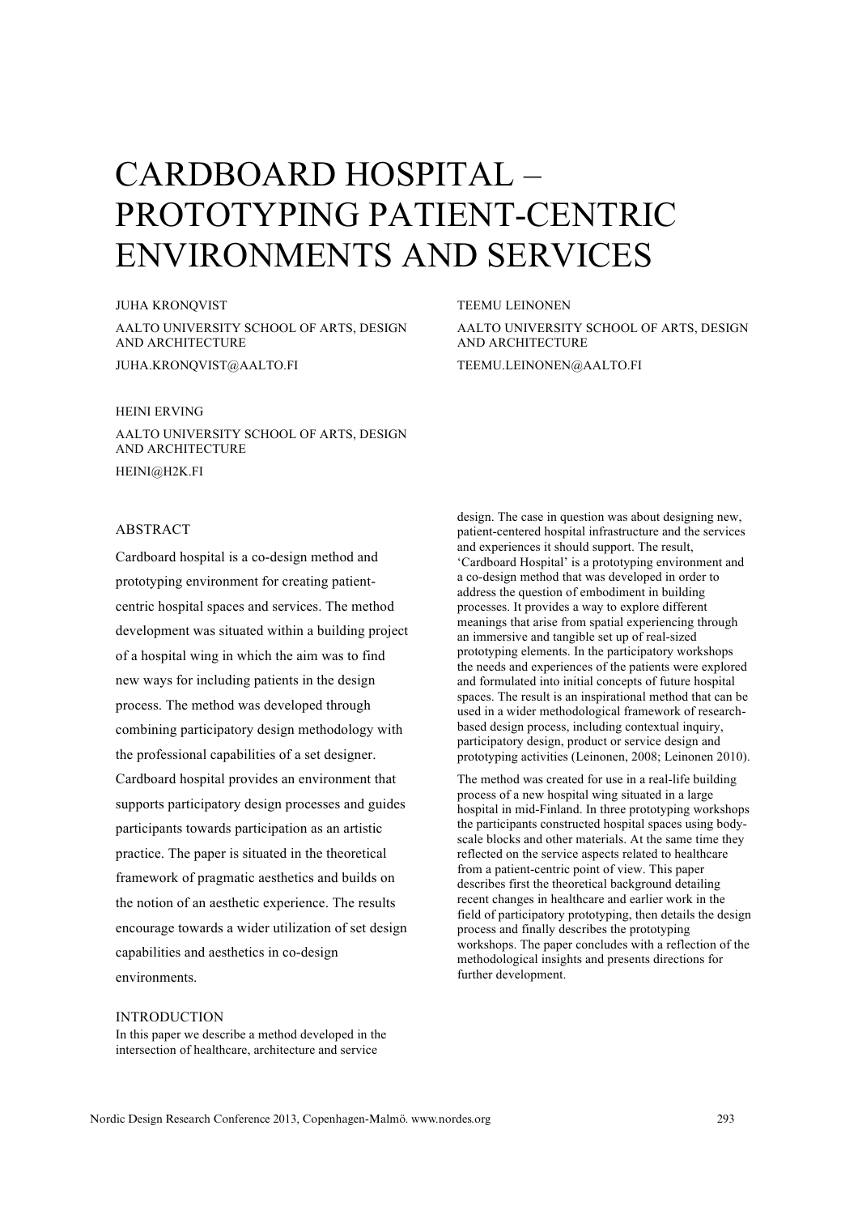# CARDBOARD HOSPITAL – PROTOTYPING PATIENT-CENTRIC ENVIRONMENTS AND SERVICES

JUHA KRONQVIST

AALTO UNIVERSITY SCHOOL OF ARTS, DESIGN AND ARCHITECTURE

JUHA.KRONQVIST@AALTO.FI

TEEMU LEINONEN

AALTO UNIVERSITY SCHOOL OF ARTS, DESIGN AND ARCHITECTURE

TEEMU.LEINONEN@AALTO.FI

HEINI ERVING

AALTO UNIVERSITY SCHOOL OF ARTS, DESIGN AND ARCHITECTURE

HEINI@H2K.FI

## ABSTRACT

Cardboard hospital is a co-design method and prototyping environment for creating patient-centric hospital spaces and services. The method development was situated within a building project of a hospital wing in which the aim was to find new ways for including patients in the design process. The method was developed through combining participatory design methodology with the professional capabilities of a set designer. Cardboard hospital provides an environment that supports participatory design processes and guides participants towards participation as an artistic practice. The paper is situated in the theoretical framework of pragmatic aesthetics and builds on the notion of an aesthetic experience. The results encourage towards a wider utilization of set design capabilities and aesthetics in co-design environments.

## INTRODUCTION

In this paper we describe a method developed in the intersection of healthcare, architecture and service design. The case in question was about designing new, patient-centered hospital infrastructure and the services and experiences it should support. The result, 'Cardboard Hospital' is a prototyping environment and a co-design method that was developed in order to address the question of embodiment in building processes. It provides a way to explore different meanings that arise from spatial experiencing through an immersive and tangible set up of real-sized prototyping elements. In the participatory workshops the needs and experiences of the patients were explored and formulated into initial concepts of future hospital spaces. The result is an inspirational method that can be used in a wider methodological framework of research-based design process, including contextual inquiry, participatory design, product or service design and prototyping activities (Leinonen, 2008; Leinonen 2010).

The method was created for use in a real-life building process of a new hospital wing situated in a large hospital in mid-Finland. In three prototyping workshops the participants constructed hospital spaces using body-scale blocks and other materials. At the same time they reflected on the service aspects related to healthcare from a patient-centric point of view. This paper describes first the theoretical background detailing recent changes in healthcare and earlier work in the field of participatory prototyping, then details the design process and finally describes the prototyping workshops. The paper concludes with a reflection of the methodological insights and presents directions for further development.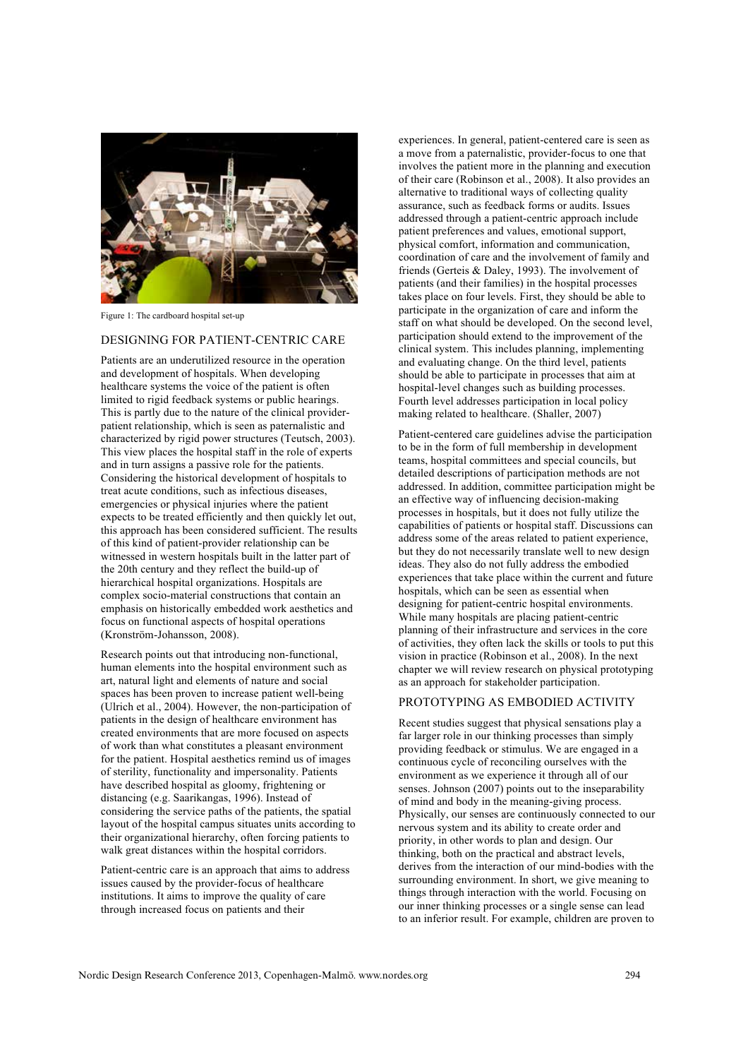Figure 1: The cardboard hospital set-up

## DESIGNING FOR PATIENT-CENTRIC CARE

Patients are an underutilized resource in the operation and development of hospitals. When developing healthcare systems the voice of the patient is often limited to rigid feedback systems or public hearings. This is partly due to the nature of the clinical provider-patient relationship, which is seen as paternalistic and characterized by rigid power structures (Teutsch, 2003). This view places the hospital staff in the role of experts and in turn assigns a passive role for the patients. Considering the historical development of hospitals to treat acute conditions, such as infectious diseases, emergencies or physical injuries where the patient expects to be treated efficiently and then quickly let out, this approach has been considered sufficient. The results of this kind of patient-provider relationship can be witnessed in western hospitals built in the latter part of the 20th century and they reflect the build-up of hierarchical hospital organizations. Hospitals are complex socio-material constructions that contain an emphasis on historically embedded work aesthetics and focus on functional aspects of hospital operations (Kronström-Johansson, 2008).

Research points out that introducing non-functional, human elements into the hospital environment such as art, natural light and elements of nature and social spaces has been proven to increase patient well-being (Ulrich et al., 2004). However, the non-participation of patients in the design of healthcare environment has created environments that are more focused on aspects of work than what constitutes a pleasant environment for the patient. Hospital aesthetics remind us of images of sterility, functionality and impersonality. Patients have described hospital as gloomy, frightening or distancing (e.g. Saarikangas, 1996). Instead of considering the service paths of the patients, the spatial layout of the hospital campus situates units according to their organizational hierarchy, often forcing patients to walk great distances within the hospital corridors.

Patient-centric care is an approach that aims to address issues caused by the provider-focus of healthcare institutions. It aims to improve the quality of care through increased focus on patients and their experiences. In general, patient-centered care is seen as a move from a paternalistic, provider-focus to one that involves the patient more in the planning and execution of their care (Robinson et al., 2008). It also provides an alternative to traditional ways of collecting quality assurance, such as feedback forms or audits. Issues addressed through a patient-centric approach include patient preferences and values, emotional support, physical comfort, information and communication, coordination of care and the involvement of family and friends (Gerteis & Daley, 1993). The involvement of patients (and their families) in the hospital processes takes place on four levels. First, they should be able to participate in the organization of care and inform the staff on what should be developed. On the second level, participation should extend to the improvement of the clinical system. This includes planning, implementing and evaluating change. On the third level, patients should be able to participate in processes that aim at hospital-level changes such as building processes. Fourth level addresses participation in local policy making related to healthcare. (Shaller, 2007)

Patient-centered care guidelines advise the participation to be in the form of full membership in development teams, hospital committees and special councils, but detailed descriptions of participation methods are not addressed. In addition, committee participation might be an effective way of influencing decision-making processes in hospitals, but it does not fully utilize the capabilities of patients or hospital staff. Discussions can address some of the areas related to patient experience, but they do not necessarily translate well to new design ideas. They also do not fully address the embodied experiences that take place within the current and future hospitals, which can be seen as essential when designing for patient-centric hospital environments. While many hospitals are placing patient-centric planning of their infrastructure and services in the core of activities, they often lack the skills or tools to put this vision in practice (Robinson et al., 2008). In the next chapter we will review research on physical prototyping as an approach for stakeholder participation.

## PROTOTYPING AS EMBODIED ACTIVITY

Recent studies suggest that physical sensations play a far larger role in our thinking processes than simply providing feedback or stimulus. We are engaged in a continuous cycle of reconciling ourselves with the environment as we experience it through all of our senses. Johnson (2007) points out to the inseparability of mind and body in the meaning-giving process. Physically, our senses are continuously connected to our nervous system and its ability to create order and priority, in other words to plan and design. Our thinking, both on the practical and abstract levels, derives from the interaction of our mind-bodies with the surrounding environment. In short, we give meaning to things through interaction with the world. Focusing on our inner thinking processes or a single sense can lead to an inferior result. For example, children are proven to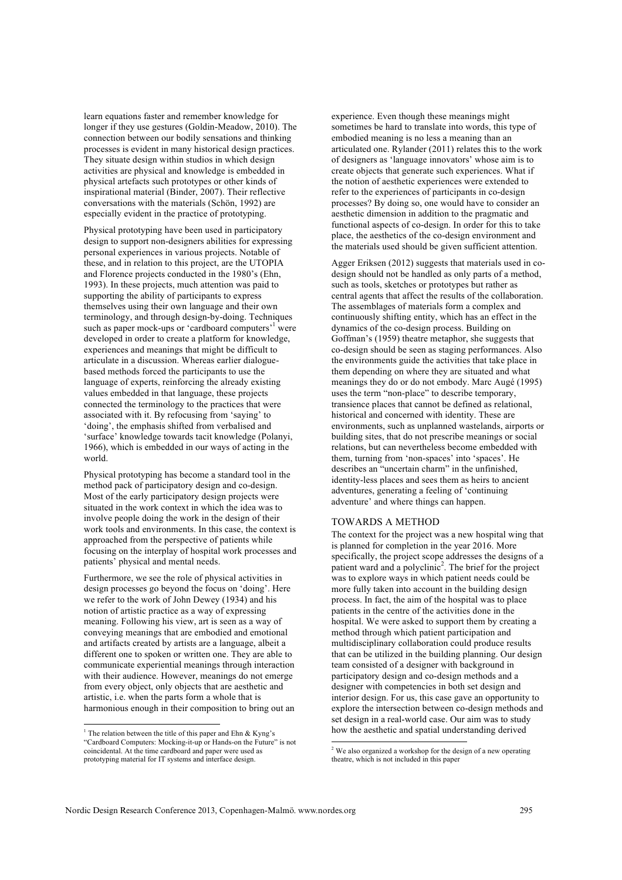learn equations faster and remember knowledge for longer if they use gestures (Goldin-Meadow, 2010). The connection between our bodily sensations and thinking processes is evident in many historical design practices. They situate design within studios in which design activities are physical and knowledge is embedded in physical artefacts such prototypes or other kinds of inspirational material (Binder, 2007). Their reflective conversations with the materials (Schön, 1992) are especially evident in the practice of prototyping.

Physical prototyping have been used in participatory design to support non-designers abilities for expressing personal experiences in various projects. Notable of these, and in relation to this project, are the UTOPIA and Florence projects conducted in the 1980's (Ehn, 1993). In these projects, much attention was paid to supporting the ability of participants to express themselves using their own language and their own terminology, and through design-by-doing. Techniques such as paper mock-ups or 'cardboard computers'[1] were developed in order to create a platform for knowledge, experiences and meanings that might be difficult to articulate in a discussion. Whereas earlier dialogue-based methods forced the participants to use the language of experts, reinforcing the already existing values embedded in that language, these projects connected the terminology to the practices that were associated with it. By refocusing from 'saying' to 'doing', the emphasis shifted from verbalised and 'surface' knowledge towards tacit knowledge (Polanyi, 1966), which is embedded in our ways of acting in the world.

Physical prototyping has become a standard tool in the method pack of participatory design and co-design. Most of the early participatory design projects were situated in the work context in which the idea was to involve people doing the work in the design of their work tools and environments. In this case, the context is approached from the perspective of patients while focusing on the interplay of hospital work processes and patients' physical and mental needs.

Furthermore, we see the role of physical activities in design processes go beyond the focus on 'doing'. Here we refer to the work of John Dewey (1934) and his notion of artistic practice as a way of expressing meaning. Following his view, art is seen as a way of conveying meanings that are embodied and emotional and artifacts created by artists are a language, albeit a different one to spoken or written one. They are able to communicate experiential meanings through interaction with their audience. However, meanings do not emerge from every object, only objects that are aesthetic and artistic, i.e. when the parts form a whole that is harmonious enough in their composition to bring out an experience. Even though these meanings might sometimes be hard to translate into words, this type of embodied meaning is no less a meaning than an articulated one. Rylander (2011) relates this to the work of designers as 'language innovators' whose aim is to create objects that generate such experiences. What if the notion of aesthetic experiences were extended to refer to the experiences of participants in co-design processes? By doing so, one would have to consider an aesthetic dimension in addition to the pragmatic and functional aspects of co-design. In order for this to take place, the aesthetics of the co-design environment and the materials used should be given sufficient attention.

Agger Eriksen (2012) suggests that materials used in co-design should not be handled as only parts of a method, such as tools, sketches or prototypes but rather as central agents that affect the results of the collaboration. The assemblages of materials form a complex and continuously shifting entity, which has an effect in the dynamics of the co-design process. Building on Goffman's (1959) theatre metaphor, she suggests that co-design should be seen as staging performances. Also the environments guide the activities that take place in them depending on where they are situated and what meanings they do or do not embody. Marc Augé (1995) uses the term "non-place" to describe temporary, transience places that cannot be defined as relational, historical and concerned with identity. These are environments, such as unplanned wastelands, airports or building sites, that do not prescribe meanings or social relations, but can nevertheless become embedded with them, turning from 'non-spaces' into 'spaces'. He describes an "uncertain charm" in the unfinished, identity-less places and sees them as heirs to ancient adventures, generating a feeling of 'continuing adventure' and where things can happen.

## TOWARDS A METHOD

The context for the project was a new hospital wing that is planned for completion in the year 2016. More specifically, the project scope addresses the designs of a patient ward and a polyclinic[2]. The brief for the project was to explore ways in which patient needs could be more fully taken into account in the building design process. In fact, the aim of the hospital was to place patients in the centre of the activities done in the hospital. We were asked to support them by creating a method through which patient participation and multidisciplinary collaboration could produce results that can be utilized in the building planning. Our design team consisted of a designer with background in participatory design and co-design methods and a designer with competencies in both set design and interior design. For us, this case gave an opportunity to explore the intersection between co-design methods and set design in a real-world case. Our aim was to study how the aesthetic and spatial understanding derived

[1] The relation between the title of this paper and Ehn & Kyng's "Cardboard Computers: Mocking-it-up or Hands-on the Future" is not coincidental. At the time cardboard and paper were used as prototyping material for IT systems and interface design.

[2] We also organized a workshop for the design of a new operating theatre, which is not included in this paper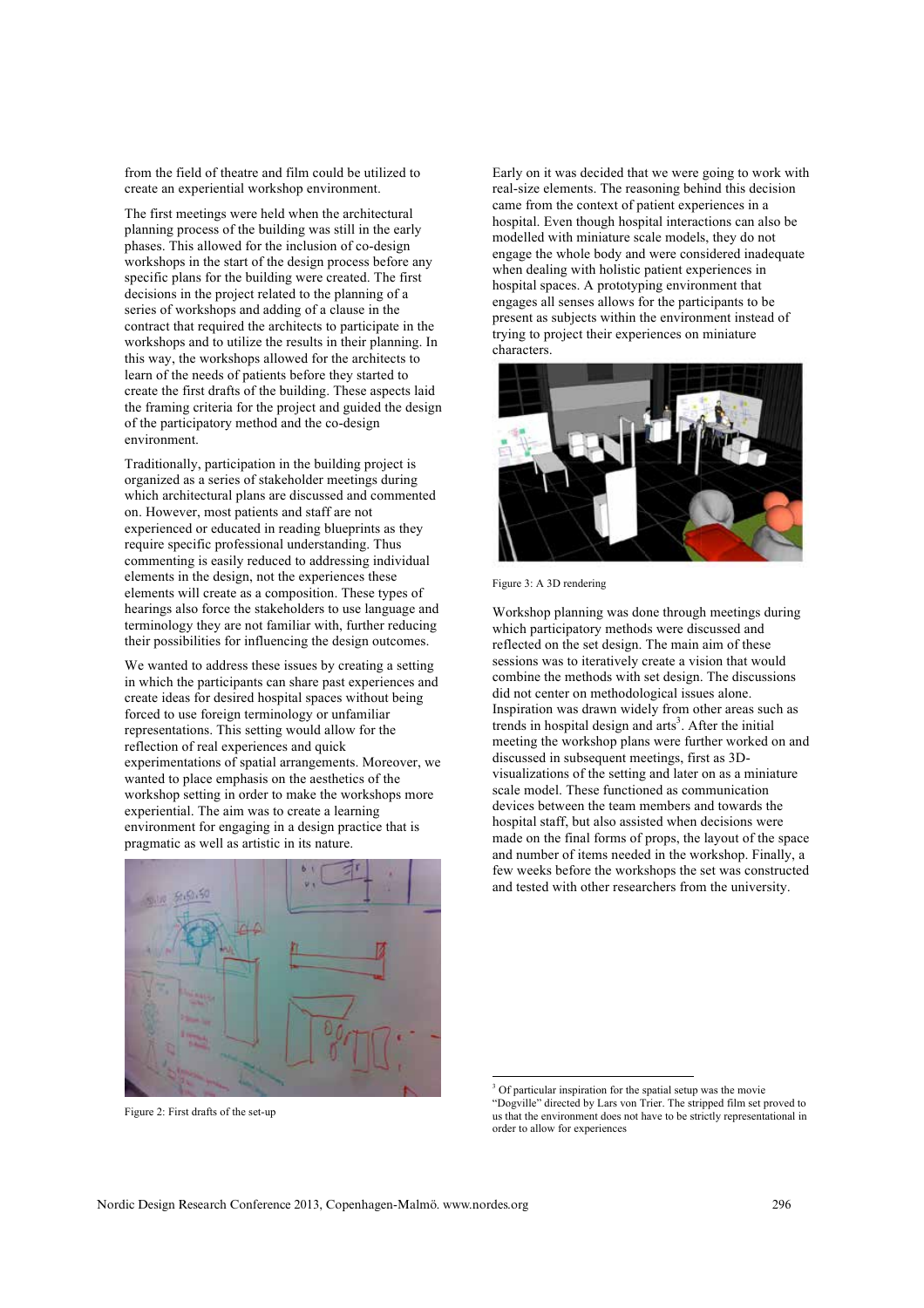from the field of theatre and film could be utilized to create an experiential workshop environment.

The first meetings were held when the architectural planning process of the building was still in the early phases. This allowed for the inclusion of co-design workshops in the start of the design process before any specific plans for the building were created. The first decisions in the project related to the planning of a series of workshops and adding of a clause in the contract that required the architects to participate in the workshops and to utilize the results in their planning. In this way, the workshops allowed for the architects to learn of the needs of patients before they started to create the first drafts of the building. These aspects laid the framing criteria for the project and guided the design of the participatory method and the co-design environment.

Traditionally, participation in the building project is organized as a series of stakeholder meetings during which architectural plans are discussed and commented on. However, most patients and staff are not experienced or educated in reading blueprints as they require specific professional understanding. Thus commenting is easily reduced to addressing individual elements in the design, not the experiences these elements will create as a composition. These types of hearings also force the stakeholders to use language and terminology they are not familiar with, further reducing their possibilities for influencing the design outcomes.

We wanted to address these issues by creating a setting in which the participants can share past experiences and create ideas for desired hospital spaces without being forced to use foreign terminology or unfamiliar representations. This setting would allow for the reflection of real experiences and quick experimentations of spatial arrangements. Moreover, we wanted to place emphasis on the aesthetics of the workshop setting in order to make the workshops more experiential. The aim was to create a learning environment for engaging in a design practice that is pragmatic as well as artistic in its nature.

Figure 2: First drafts of the set-up

Early on it was decided that we were going to work with real-size elements. The reasoning behind this decision came from the context of patient experiences in a hospital. Even though hospital interactions can also be modelled with miniature scale models, they do not engage the whole body and were considered inadequate when dealing with holistic patient experiences in hospital spaces. A prototyping environment that engages all senses allows for the participants to be present as subjects within the environment instead of trying to project their experiences on miniature characters.

Figure 3: A 3D rendering

Workshop planning was done through meetings during which participatory methods were discussed and reflected on the set design. The main aim of these sessions was to iteratively create a vision that would combine the methods with set design. The discussions did not center on methodological issues alone. Inspiration was drawn widely from other areas such as trends in hospital design and arts[3]. After the initial meeting the workshop plans were further worked on and discussed in subsequent meetings, first as 3D-visualizations of the setting and later on as a miniature scale model. These functioned as communication devices between the team members and towards the hospital staff, but also assisted when decisions were made on the final forms of props, the layout of the space and number of items needed in the workshop. Finally, a few weeks before the workshops the set was constructed and tested with other researchers from the university.

[3] Of particular inspiration for the spatial setup was the movie "Dogville" directed by Lars von Trier. The stripped film set proved to us that the environment does not have to be strictly representational in order to allow for experiences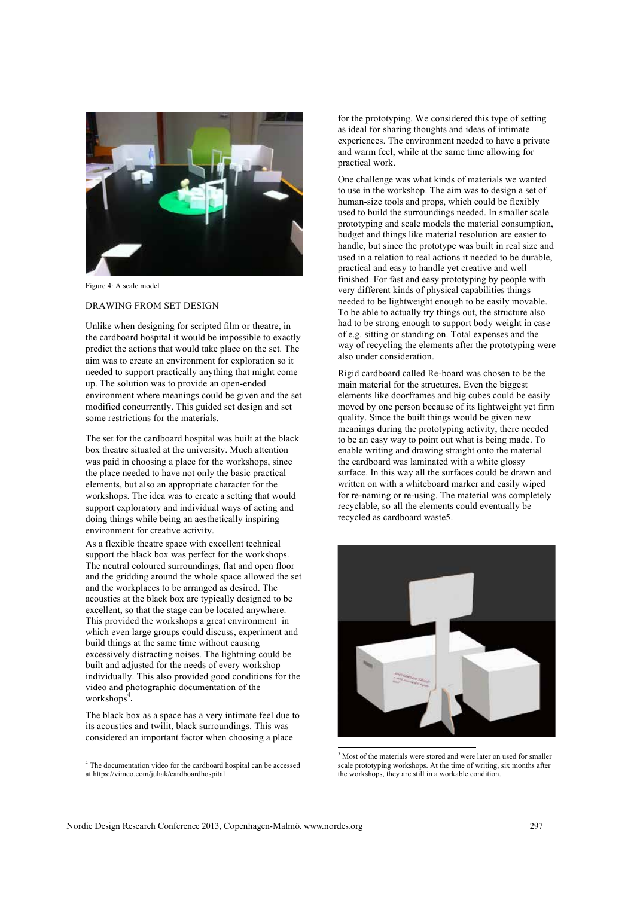Figure 4: A scale model

## DRAWING FROM SET DESIGN

Unlike when designing for scripted film or theatre, in the cardboard hospital it would be impossible to exactly predict the actions that would take place on the set. The aim was to create an environment for exploration so it needed to support practically anything that might come up. The solution was to provide an open-ended environment where meanings could be given and the set modified concurrently. This guided set design and set some restrictions for the materials.

The set for the cardboard hospital was built at the black box theatre situated at the university. Much attention was paid in choosing a place for the workshops, since the place needed to have not only the basic practical elements, but also an appropriate character for the workshops. The idea was to create a setting that would support exploratory and individual ways of acting and doing things while being an aesthetically inspiring environment for creative activity.

As a flexible theatre space with excellent technical support the black box was perfect for the workshops. The neutral coloured surroundings, flat and open floor and the gridding around the whole space allowed the set and the workplaces to be arranged as desired. The acoustics at the black box are typically designed to be excellent, so that the stage can be located anywhere. This provided the workshops a great environment in which even large groups could discuss, experiment and build things at the same time without causing excessively distracting noises. The lightning could be built and adjusted for the needs of every workshop individually. This also provided good conditions for the video and photographic documentation of the workshops[4].

The black box as a space has a very intimate feel due to its acoustics and twilit, black surroundings. This was considered an important factor when choosing a place for the prototyping. We considered this type of setting as ideal for sharing thoughts and ideas of intimate experiences. The environment needed to have a private and warm feel, while at the same time allowing for practical work.

One challenge was what kinds of materials we wanted to use in the workshop. The aim was to design a set of human-size tools and props, which could be flexibly used to build the surroundings needed. In smaller scale prototyping and scale models the material consumption, budget and things like material resolution are easier to handle, but since the prototype was built in real size and used in a relation to real actions it needed to be durable, practical and easy to handle yet creative and well finished. For fast and easy prototyping by people with very different kinds of physical capabilities things needed to be lightweight enough to be easily movable. To be able to actually try things out, the structure also had to be strong enough to support body weight in case of e.g. sitting or standing on. Total expenses and the way of recycling the elements after the prototyping were also under consideration.

Rigid cardboard called Re-board was chosen to be the main material for the structures. Even the biggest elements like doorframes and big cubes could be easily moved by one person because of its lightweight yet firm quality. Since the built things would be given new meanings during the prototyping activity, there needed to be an easy way to point out what is being made. To enable writing and drawing straight onto the material the cardboard was laminated with a white glossy surface. In this way all the surfaces could be drawn and written on with a whiteboard marker and easily wiped for re-naming or re-using. The material was completely recyclable, so all the elements could eventually be recycled as cardboard waste5.

[4] The documentation video for the cardboard hospital can be accessed at https://vimeo.com/juhak/cardboardhospital

[5] Most of the materials were stored and were later on used for smaller scale prototyping workshops. At the time of writing, six months after the workshops, they are still in a workable condition.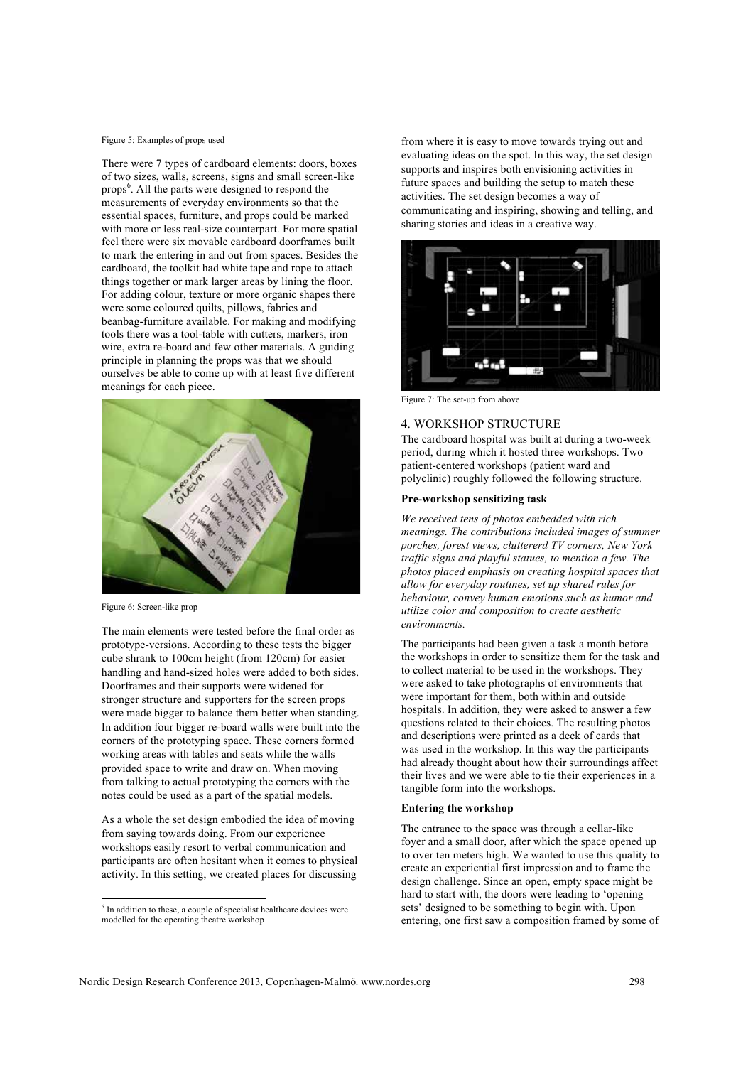Figure 5: Examples of props used

There were 7 types of cardboard elements: doors, boxes of two sizes, walls, screens, signs and small screen-like props[6]. All the parts were designed to respond the measurements of everyday environments so that the essential spaces, furniture, and props could be marked with more or less real-size counterpart. For more spatial feel there were six movable cardboard doorframes built to mark the entering in and out from spaces. Besides the cardboard, the toolkit had white tape and rope to attach things together or mark larger areas by lining the floor. For adding colour, texture or more organic shapes there were some coloured quilts, pillows, fabrics and beanbag-furniture available. For making and modifying tools there was a tool-table with cutters, markers, iron wire, extra re-board and few other materials. A guiding principle in planning the props was that we should ourselves be able to come up with at least five different meanings for each piece.

Figure 6: Screen-like prop

The main elements were tested before the final order as prototype-versions. According to these tests the bigger cube shrank to 100cm height (from 120cm) for easier handling and hand-sized holes were added to both sides. Doorframes and their supports were widened for stronger structure and supporters for the screen props were made bigger to balance them better when standing. In addition four bigger re-board walls were built into the corners of the prototyping space. These corners formed working areas with tables and seats while the walls provided space to write and draw on. When moving from talking to actual prototyping the corners with the notes could be used as a part of the spatial models.

As a whole the set design embodied the idea of moving from saying towards doing. From our experience workshops easily resort to verbal communication and participants are often hesitant when it comes to physical activity. In this setting, we created places for discussing from where it is easy to move towards trying out and evaluating ideas on the spot. In this way, the set design supports and inspires both envisioning activities in future spaces and building the setup to match these activities. The set design becomes a way of communicating and inspiring, showing and telling, and sharing stories and ideas in a creative way.

Figure 7: The set-up from above

## 4. WORKSHOP STRUCTURE

The cardboard hospital was built at during a two-week period, during which it hosted three workshops. Two patient-centered workshops (patient ward and polyclinic) roughly followed the following structure.

**Pre-workshop sensitizing task**

*We received tens of photos embedded with rich meanings. The contributions included images of summer porches, forest views, cluttererd TV corners, New York traffic signs and playful statues, to mention a few. The photos placed emphasis on creating hospital spaces that allow for everyday routines, set up shared rules for behaviour, convey human emotions such as humor and utilize color and composition to create aesthetic environments.*

The participants had been given a task a month before the workshops in order to sensitize them for the task and to collect material to be used in the workshops. They were asked to take photographs of environments that were important for them, both within and outside hospitals. In addition, they were asked to answer a few questions related to their choices. The resulting photos and descriptions were printed as a deck of cards that was used in the workshop. In this way the participants had already thought about how their surroundings affect their lives and we were able to tie their experiences in a tangible form into the workshops.

**Entering the workshop**

The entrance to the space was through a cellar-like foyer and a small door, after which the space opened up to over ten meters high. We wanted to use this quality to create an experiential first impression and to frame the design challenge. Since an open, empty space might be hard to start with, the doors were leading to 'opening sets' designed to be something to begin with. Upon entering, one first saw a composition framed by some of

[6] In addition to these, a couple of specialist healthcare devices were modelled for the operating theatre workshop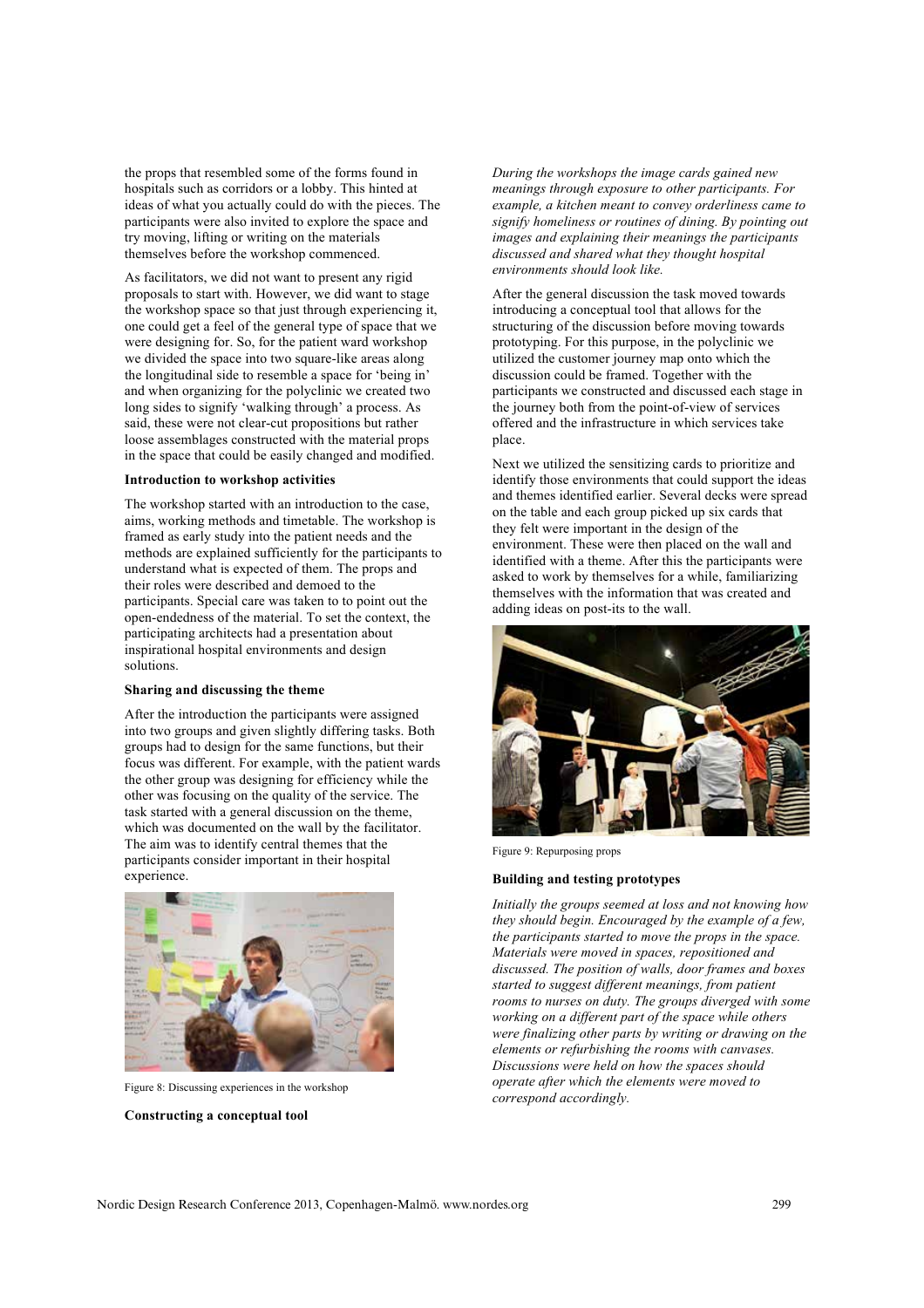the props that resembled some of the forms found in hospitals such as corridors or a lobby. This hinted at ideas of what you actually could do with the pieces. The participants were also invited to explore the space and try moving, lifting or writing on the materials themselves before the workshop commenced.

As facilitators, we did not want to present any rigid proposals to start with. However, we did want to stage the workshop space so that just through experiencing it, one could get a feel of the general type of space that we were designing for. So, for the patient ward workshop we divided the space into two square-like areas along the longitudinal side to resemble a space for 'being in' and when organizing for the polyclinic we created two long sides to signify 'walking through' a process. As said, these were not clear-cut propositions but rather loose assemblages constructed with the material props in the space that could be easily changed and modified.

#### Introduction to workshop activities

The workshop started with an introduction to the case, aims, working methods and timetable. The workshop is framed as early study into the patient needs and the methods are explained sufficiently for the participants to understand what is expected of them. The props and their roles were described and demoed to the participants. Special care was taken to to point out the open-endedness of the material. To set the context, the participating architects had a presentation about inspirational hospital environments and design solutions.

#### Sharing and discussing the theme

After the introduction the participants were assigned into two groups and given slightly differing tasks. Both groups had to design for the same functions, but their focus was different. For example, with the patient wards the other group was designing for efficiency while the other was focusing on the quality of the service. The task started with a general discussion on the theme, which was documented on the wall by the facilitator. The aim was to identify central themes that the participants consider important in their hospital experience.

Figure 8: Discussing experiences in the workshop

#### Constructing a conceptual tool

*During the workshops the image cards gained new meanings through exposure to other participants. For example, a kitchen meant to convey orderliness came to signify homeliness or routines of dining. By pointing out images and explaining their meanings the participants discussed and shared what they thought hospital environments should look like.*

After the general discussion the task moved towards introducing a conceptual tool that allows for the structuring of the discussion before moving towards prototyping. For this purpose, in the polyclinic we utilized the customer journey map onto which the discussion could be framed. Together with the participants we constructed and discussed each stage in the journey both from the point-of-view of services offered and the infrastructure in which services take place.

Next we utilized the sensitizing cards to prioritize and identify those environments that could support the ideas and themes identified earlier. Several decks were spread on the table and each group picked up six cards that they felt were important in the design of the environment. These were then placed on the wall and identified with a theme. After this the participants were asked to work by themselves for a while, familiarizing themselves with the information that was created and adding ideas on post-its to the wall.

Figure 9: Repurposing props

#### Building and testing prototypes

*Initially the groups seemed at loss and not knowing how they should begin. Encouraged by the example of a few, the participants started to move the props in the space. Materials were moved in spaces, repositioned and discussed. The position of walls, door frames and boxes started to suggest different meanings, from patient rooms to nurses on duty. The groups diverged with some working on a different part of the space while others were finalizing other parts by writing or drawing on the elements or refurbishing the rooms with canvases. Discussions were held on how the spaces should operate after which the elements were moved to correspond accordingly.*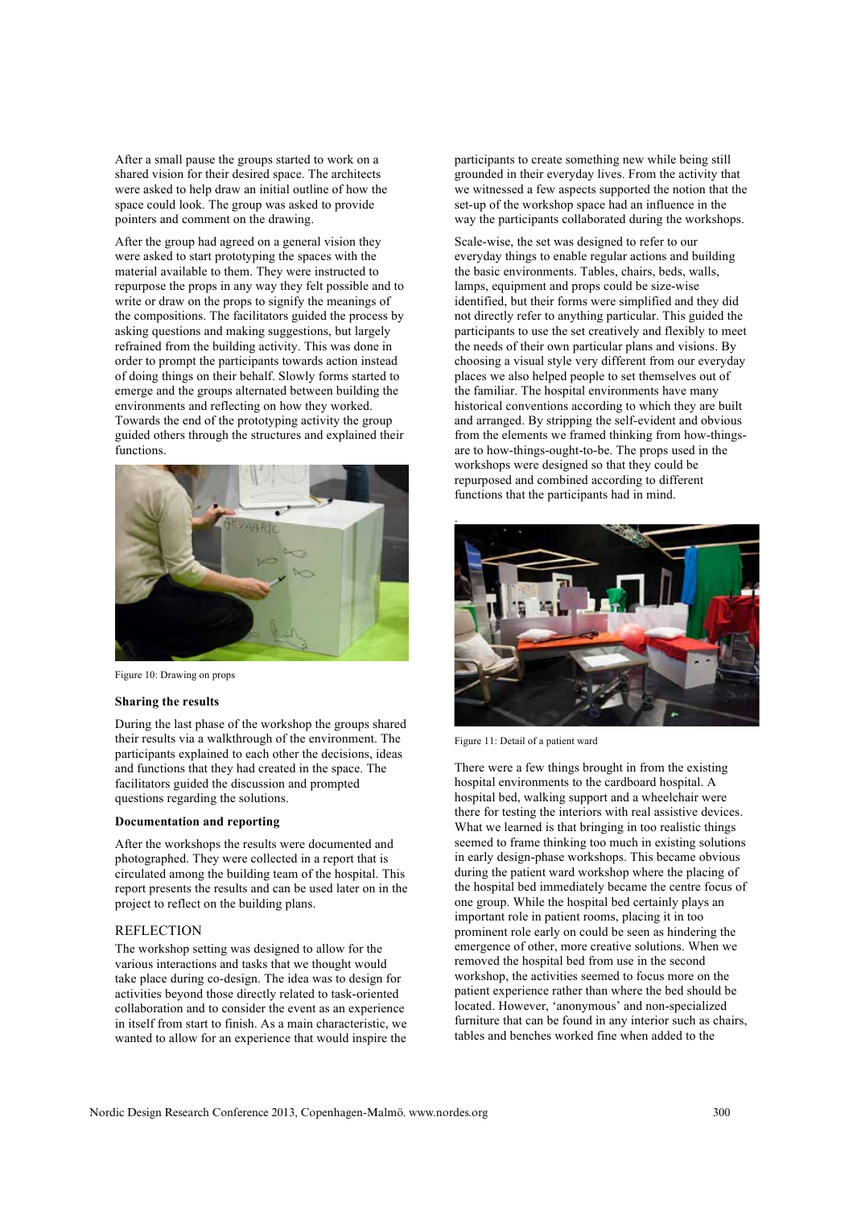After a small pause the groups started to work on a shared vision for their desired space. The architects were asked to help draw an initial outline of how the space could look. The group was asked to provide pointers and comment on the drawing.

After the group had agreed on a general vision they were asked to start prototyping the spaces with the material available to them. They were instructed to repurpose the props in any way they felt possible and to write or draw on the props to signify the meanings of the compositions. The facilitators guided the process by asking questions and making suggestions, but largely refrained from the building activity. This was done in order to prompt the participants towards action instead of doing things on their behalf. Slowly forms started to emerge and the groups alternated between building the environments and reflecting on how they worked. Towards the end of the prototyping activity the group guided others through the structures and explained their functions.

Figure 10: Drawing on props

### Sharing the results

During the last phase of the workshop the groups shared their results via a walkthrough of the environment. The participants explained to each other the decisions, ideas and functions that they had created in the space. The facilitators guided the discussion and prompted questions regarding the solutions.

### Documentation and reporting

After the workshops the results were documented and photographed. They were collected in a report that is circulated among the building team of the hospital. This report presents the results and can be used later on in the project to reflect on the building plans.

## REFLECTION

The workshop setting was designed to allow for the various interactions and tasks that we thought would take place during co-design. The idea was to design for activities beyond those directly related to task-oriented collaboration and to consider the event as an experience in itself from start to finish. As a main characteristic, we wanted to allow for an experience that would inspire the participants to create something new while being still grounded in their everyday lives. From the activity that we witnessed a few aspects supported the notion that the set-up of the workshop space had an influence in the way the participants collaborated during the workshops.

Scale-wise, the set was designed to refer to our everyday things to enable regular actions and building the basic environments. Tables, chairs, beds, walls, lamps, equipment and props could be size-wise identified, but their forms were simplified and they did not directly refer to anything particular. This guided the participants to use the set creatively and flexibly to meet the needs of their own particular plans and visions. By choosing a visual style very different from our everyday places we also helped people to set themselves out of the familiar. The hospital environments have many historical conventions according to which they are built and arranged. By stripping the self-evident and obvious from the elements we framed thinking from how-things-are to how-things-ought-to-be. The props used in the workshops were designed so that they could be repurposed and combined according to different functions that the participants had in mind.

Figure 11: Detail of a patient ward

There were a few things brought in from the existing hospital environments to the cardboard hospital. A hospital bed, walking support and a wheelchair were there for testing the interiors with real assistive devices. What we learned is that bringing in too realistic things seemed to frame thinking too much in existing solutions in early design-phase workshops. This became obvious during the patient ward workshop where the placing of the hospital bed immediately became the centre focus of one group. While the hospital bed certainly plays an important role in patient rooms, placing it in too prominent role early on could be seen as hindering the emergence of other, more creative solutions. When we removed the hospital bed from use in the second workshop, the activities seemed to focus more on the patient experience rather than where the bed should be located. However, 'anonymous' and non-specialized furniture that can be found in any interior such as chairs, tables and benches worked fine when added to the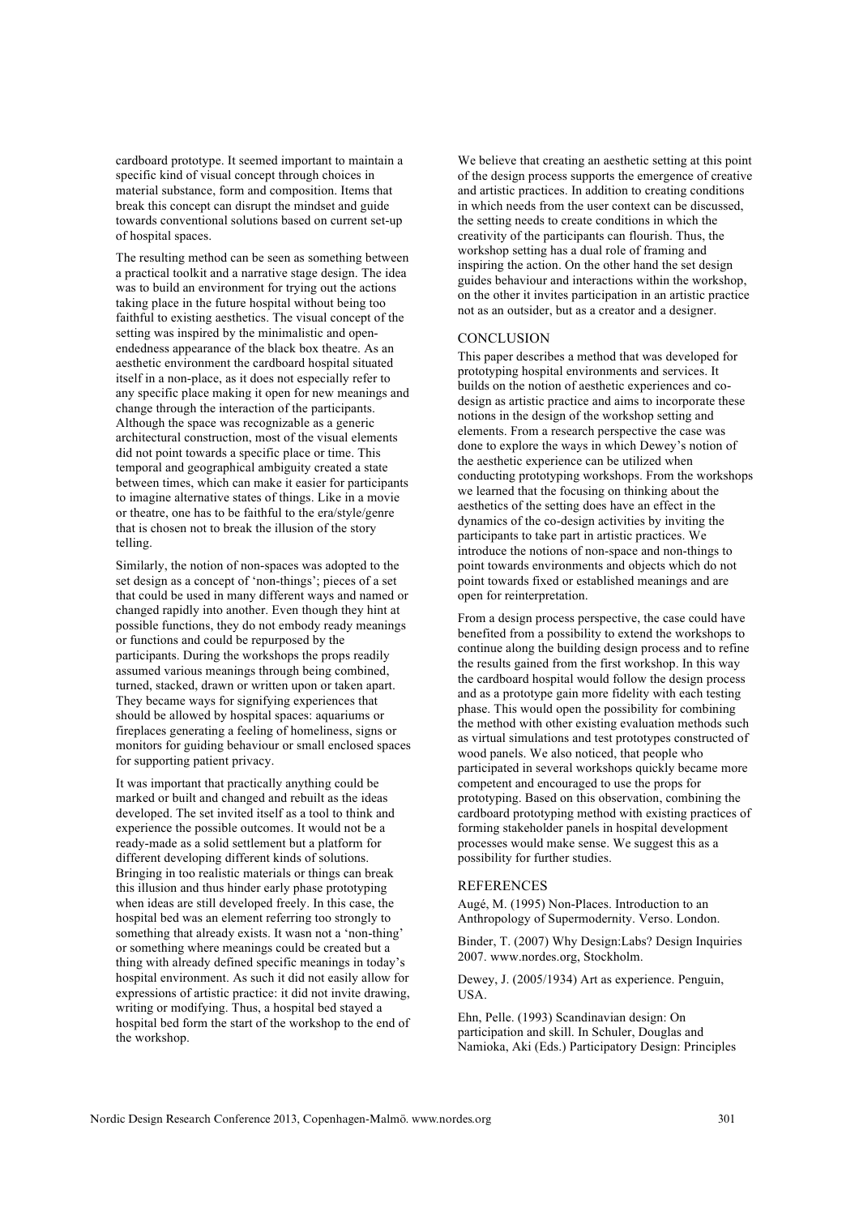cardboard prototype. It seemed important to maintain a specific kind of visual concept through choices in material substance, form and composition. Items that break this concept can disrupt the mindset and guide towards conventional solutions based on current set-up of hospital spaces.

The resulting method can be seen as something between a practical toolkit and a narrative stage design. The idea was to build an environment for trying out the actions taking place in the future hospital without being too faithful to existing aesthetics. The visual concept of the setting was inspired by the minimalistic and open-endedness appearance of the black box theatre. As an aesthetic environment the cardboard hospital situated itself in a non-place, as it does not especially refer to any specific place making it open for new meanings and change through the interaction of the participants. Although the space was recognizable as a generic architectural construction, most of the visual elements did not point towards a specific place or time. This temporal and geographical ambiguity created a state between times, which can make it easier for participants to imagine alternative states of things. Like in a movie or theatre, one has to be faithful to the era/style/genre that is chosen not to break the illusion of the story telling.

Similarly, the notion of non-spaces was adopted to the set design as a concept of 'non-things'; pieces of a set that could be used in many different ways and named or changed rapidly into another. Even though they hint at possible functions, they do not embody ready meanings or functions and could be repurposed by the participants. During the workshops the props readily assumed various meanings through being combined, turned, stacked, drawn or written upon or taken apart. They became ways for signifying experiences that should be allowed by hospital spaces: aquariums or fireplaces generating a feeling of homeliness, signs or monitors for guiding behaviour or small enclosed spaces for supporting patient privacy.

It was important that practically anything could be marked or built and changed and rebuilt as the ideas developed. The set invited itself as a tool to think and experience the possible outcomes. It would not be a ready-made as a solid settlement but a platform for different developing different kinds of solutions. Bringing in too realistic materials or things can break this illusion and thus hinder early phase prototyping when ideas are still developed freely. In this case, the hospital bed was an element referring too strongly to something that already exists. It wasn not a 'non-thing' or something where meanings could be created but a thing with already defined specific meanings in today's hospital environment. As such it did not easily allow for expressions of artistic practice: it did not invite drawing, writing or modifying. Thus, a hospital bed stayed a hospital bed form the start of the workshop to the end of the workshop.

We believe that creating an aesthetic setting at this point of the design process supports the emergence of creative and artistic practices. In addition to creating conditions in which needs from the user context can be discussed, the setting needs to create conditions in which the creativity of the participants can flourish. Thus, the workshop setting has a dual role of framing and inspiring the action. On the other hand the set design guides behaviour and interactions within the workshop, on the other it invites participation in an artistic practice not as an outsider, but as a creator and a designer.

## CONCLUSION

This paper describes a method that was developed for prototyping hospital environments and services. It builds on the notion of aesthetic experiences and co-design as artistic practice and aims to incorporate these notions in the design of the workshop setting and elements. From a research perspective the case was done to explore the ways in which Dewey's notion of the aesthetic experience can be utilized when conducting prototyping workshops. From the workshops we learned that the focusing on thinking about the aesthetics of the setting does have an effect in the dynamics of the co-design activities by inviting the participants to take part in artistic practices. We introduce the notions of non-space and non-things to point towards environments and objects which do not point towards fixed or established meanings and are open for reinterpretation.

From a design process perspective, the case could have benefited from a possibility to extend the workshops to continue along the building design process and to refine the results gained from the first workshop. In this way the cardboard hospital would follow the design process and as a prototype gain more fidelity with each testing phase. This would open the possibility for combining the method with other existing evaluation methods such as virtual simulations and test prototypes constructed of wood panels. We also noticed, that people who participated in several workshops quickly became more competent and encouraged to use the props for prototyping. Based on this observation, combining the cardboard prototyping method with existing practices of forming stakeholder panels in hospital development processes would make sense. We suggest this as a possibility for further studies.

## REFERENCES

Augé, M. (1995) Non-Places. Introduction to an Anthropology of Supermodernity. Verso. London.

Binder, T. (2007) Why Design:Labs? Design Inquiries 2007. www.nordes.org, Stockholm.

Dewey, J. (2005/1934) Art as experience. Penguin, USA.

Ehn, Pelle. (1993) Scandinavian design: On participation and skill. In Schuler, Douglas and Namioka, Aki (Eds.) Participatory Design: Principles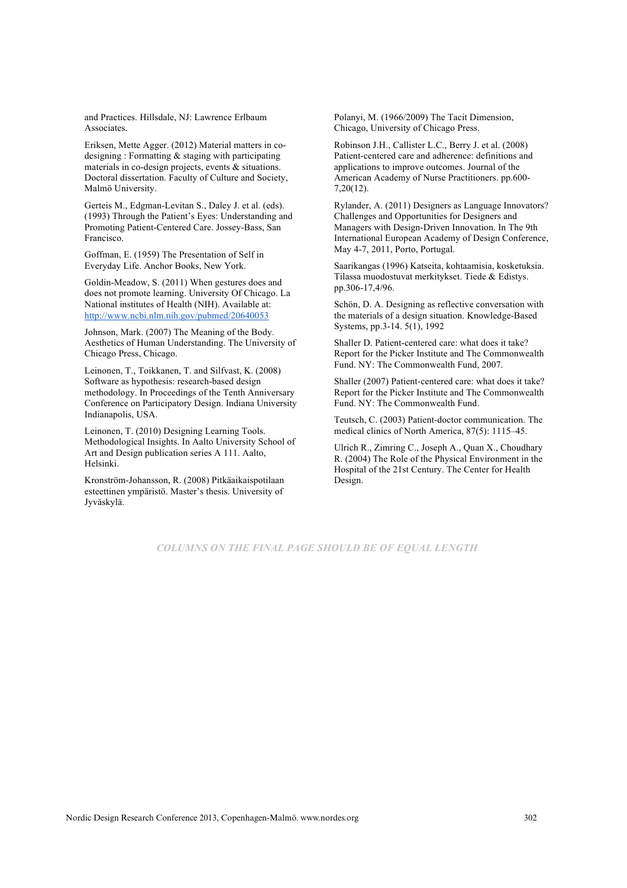and Practices. Hillsdale, NJ: Lawrence Erlbaum Associates.

Eriksen, Mette Agger. (2012) Material matters in co-designing : Formatting & staging with participating materials in co-design projects, events & situations. Doctoral dissertation. Faculty of Culture and Society, Malmö University.

Gerteis M., Edgman-Levitan S., Daley J. et al. (eds). (1993) Through the Patient's Eyes: Understanding and Promoting Patient-Centered Care. Jossey-Bass, San Francisco.

Goffman, E. (1959) The Presentation of Self in Everyday Life. Anchor Books, New York.

Goldin-Meadow, S. (2011) When gestures does and does not promote learning. University Of Chicago. La National institutes of Health (NIH). Available at: http://www.ncbi.nlm.nih.gov/pubmed/20640053

Johnson, Mark. (2007) The Meaning of the Body. Aesthetics of Human Understanding. The University of Chicago Press, Chicago.

Leinonen, T., Toikkanen, T. and Silfvast, K. (2008) Software as hypothesis: research-based design methodology. In Proceedings of the Tenth Anniversary Conference on Participatory Design. Indiana University Indianapolis, USA.

Leinonen, T. (2010) Designing Learning Tools. Methodological Insights. In Aalto University School of Art and Design publication series A 111. Aalto, Helsinki.

Kronström-Johansson, R. (2008) Pitkäaikaispotilaan esteettinen ympäristö. Master's thesis. University of Jyväskylä.

Polanyi, M. (1966/2009) The Tacit Dimension, Chicago, University of Chicago Press.

Robinson J.H., Callister L.C., Berry J. et al. (2008) Patient-centered care and adherence: definitions and applications to improve outcomes. Journal of the American Academy of Nurse Practitioners. pp.600-7,20(12).

Rylander, A. (2011) Designers as Language Innovators? Challenges and Opportunities for Designers and Managers with Design-Driven Innovation. In The 9th International European Academy of Design Conference, May 4-7, 2011, Porto, Portugal.

Saarikangas (1996) Katseita, kohtaamisia, kosketuksia. Tilassa muodostuvat merkitykset. Tiede & Edistys. pp.306-17,4/96.

Schön, D. A. Designing as reflective conversation with the materials of a design situation. Knowledge-Based Systems, pp.3-14. 5(1), 1992

Shaller D. Patient-centered care: what does it take? Report for the Picker Institute and The Commonwealth Fund. NY: The Commonwealth Fund, 2007.

Shaller (2007) Patient-centered care: what does it take? Report for the Picker Institute and The Commonwealth Fund. NY: The Commonwealth Fund.

Teutsch, C. (2003) Patient-doctor communication. The medical clinics of North America, 87(5): 1115–45.

Ulrich R., Zimring C., Joseph A., Quan X., Choudhary R. (2004) The Role of the Physical Environment in the Hospital of the 21st Century. The Center for Health Design.

*COLUMNS ON THE FINAL PAGE SHOULD BE OF EQUAL LENGTH*